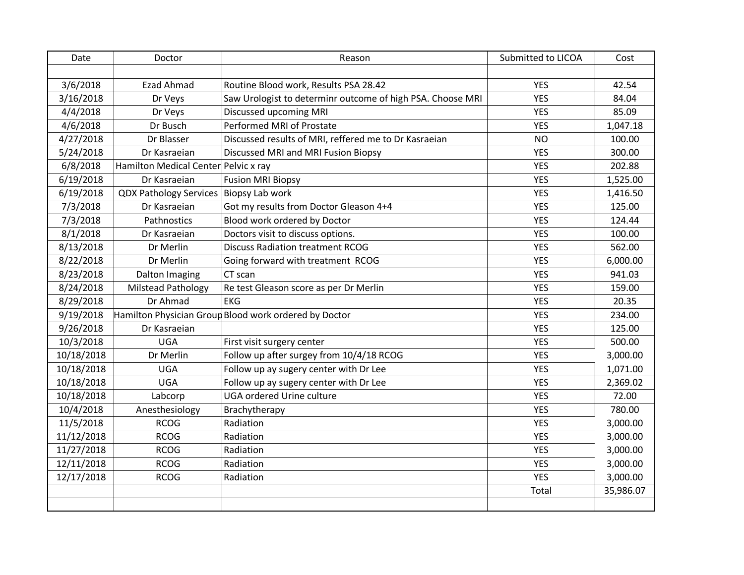| Date | Doctor | Reason | Submitted to LICOA | Cost |
|---|---|---|---|---|
| | | | | |
| 3/6/2018 | Ezad Ahmad | Routine Blood work, Results PSA 28.42 | YES | 42.54 |
| 3/16/2018 | Dr Veys | Saw Urologist to determinr outcome of high PSA. Choose MRI | YES | 84.04 |
| 4/4/2018 | Dr Veys | Discussed upcoming MRI | YES | 85.09 |
| 4/6/2018 | Dr Busch | Performed MRI of Prostate | YES | 1,047.18 |
| 4/27/2018 | Dr Blasser | Discussed results of MRI, reffered me to Dr Kasraeian | NO | 100.00 |
| 5/24/2018 | Dr Kasraeian | Discussed MRI and MRI Fusion Biopsy | YES | 300.00 |
| 6/8/2018 | Hamilton Medical Center | Pelvic x ray | YES | 202.88 |
| 6/19/2018 | Dr Kasraeian | Fusion MRI Biopsy | YES | 1,525.00 |
| 6/19/2018 | QDX Pathology Services | Biopsy Lab work | YES | 1,416.50 |
| 7/3/2018 | Dr Kasraeian | Got my results from Doctor Gleason 4+4 | YES | 125.00 |
| 7/3/2018 | Pathnostics | Blood work ordered by Doctor | YES | 124.44 |
| 8/1/2018 | Dr Kasraeian | Doctors visit to discuss options. | YES | 100.00 |
| 8/13/2018 | Dr Merlin | Discuss Radiation treatment RCOG | YES | 562.00 |
| 8/22/2018 | Dr Merlin | Going forward with treatment RCOG | YES | 6,000.00 |
| 8/23/2018 | Dalton Imaging | CT scan | YES | 941.03 |
| 8/24/2018 | Milstead Pathology | Re test Gleason score as per Dr Merlin | YES | 159.00 |
| 8/29/2018 | Dr Ahmad | EKG | YES | 20.35 |
| 9/19/2018 | Hamilton Physician Group | Blood work ordered by Doctor | YES | 234.00 |
| 9/26/2018 | Dr Kasraeian | | YES | 125.00 |
| 10/3/2018 | UGA | First visit surgery center | YES | 500.00 |
| 10/18/2018 | Dr Merlin | Follow up after surgey from 10/4/18 RCOG | YES | 3,000.00 |
| 10/18/2018 | UGA | Follow up ay sugery center with Dr Lee | YES | 1,071.00 |
| 10/18/2018 | UGA | Follow up ay sugery center with Dr Lee | YES | 2,369.02 |
| 10/18/2018 | Labcorp | UGA ordered Urine culture | YES | 72.00 |
| 10/4/2018 | Anesthesiology | Brachytherapy | YES | 780.00 |
| 11/5/2018 | RCOG | Radiation | YES | 3,000.00 |
| 11/12/2018 | RCOG | Radiation | YES | 3,000.00 |
| 11/27/2018 | RCOG | Radiation | YES | 3,000.00 |
| 12/11/2018 | RCOG | Radiation | YES | 3,000.00 |
| 12/17/2018 | RCOG | Radiation | YES | 3,000.00 |
| | | | Total | 35,986.07 |
| | | | | |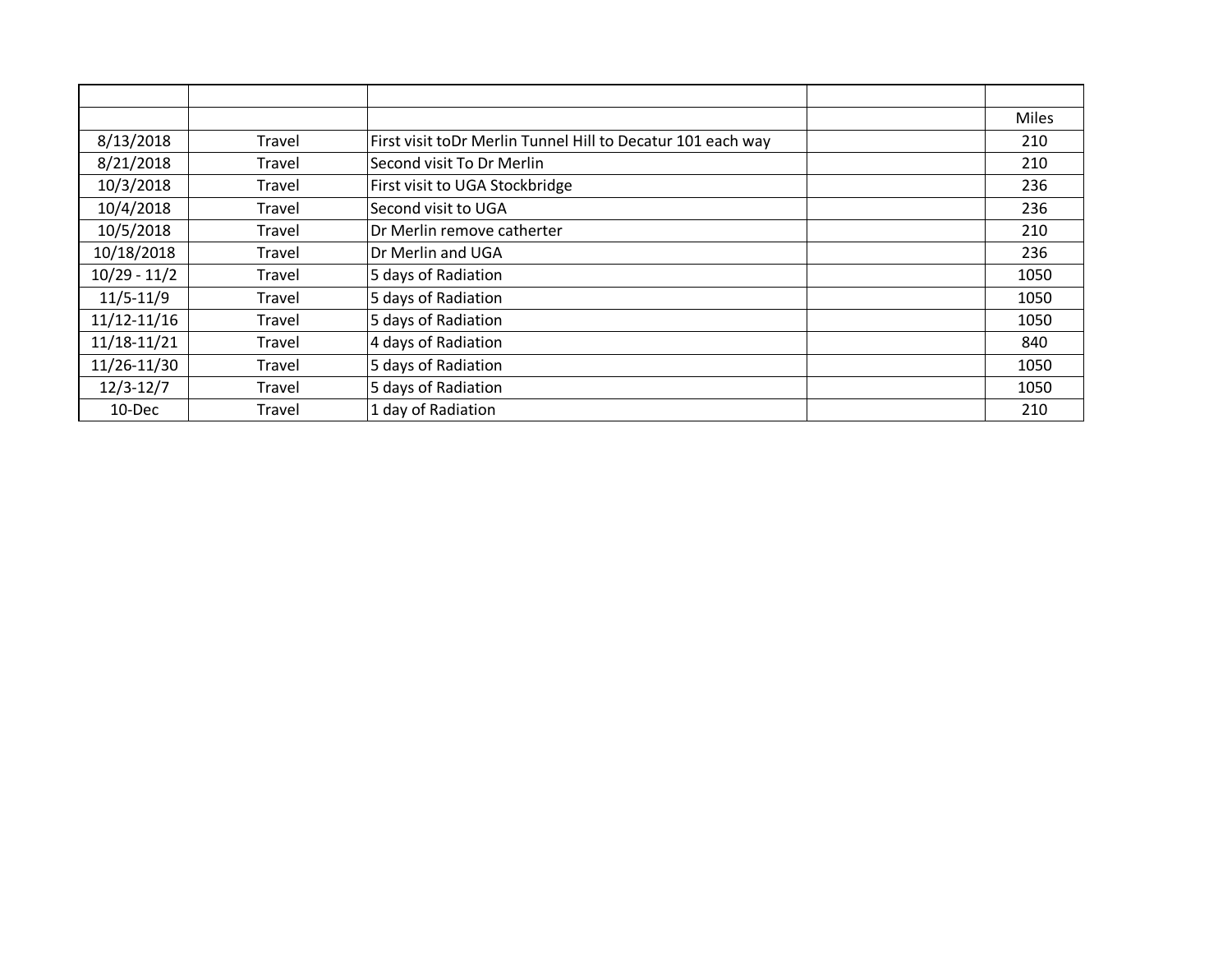| | | | | |
|---|---|---|---|---|
| | | | | |
| | | | | Miles |
| 8/13/2018 | Travel | First visit toDr Merlin Tunnel Hill to Decatur 101 each way | | 210 |
| 8/21/2018 | Travel | Second visit To Dr Merlin | | 210 |
| 10/3/2018 | Travel | First visit to UGA Stockbridge | | 236 |
| 10/4/2018 | Travel | Second visit to UGA | | 236 |
| 10/5/2018 | Travel | Dr Merlin remove catherter | | 210 |
| 10/18/2018 | Travel | Dr Merlin and UGA | | 236 |
| 10/29 - 11/2 | Travel | 5 days of Radiation | | 1050 |
| 11/5-11/9 | Travel | 5 days of Radiation | | 1050 |
| 11/12-11/16 | Travel | 5 days of Radiation | | 1050 |
| 11/18-11/21 | Travel | 4 days of Radiation | | 840 |
| 11/26-11/30 | Travel | 5 days of Radiation | | 1050 |
| 12/3-12/7 | Travel | 5 days of Radiation | | 1050 |
| 10-Dec | Travel | 1 day of Radiation | | 210 |